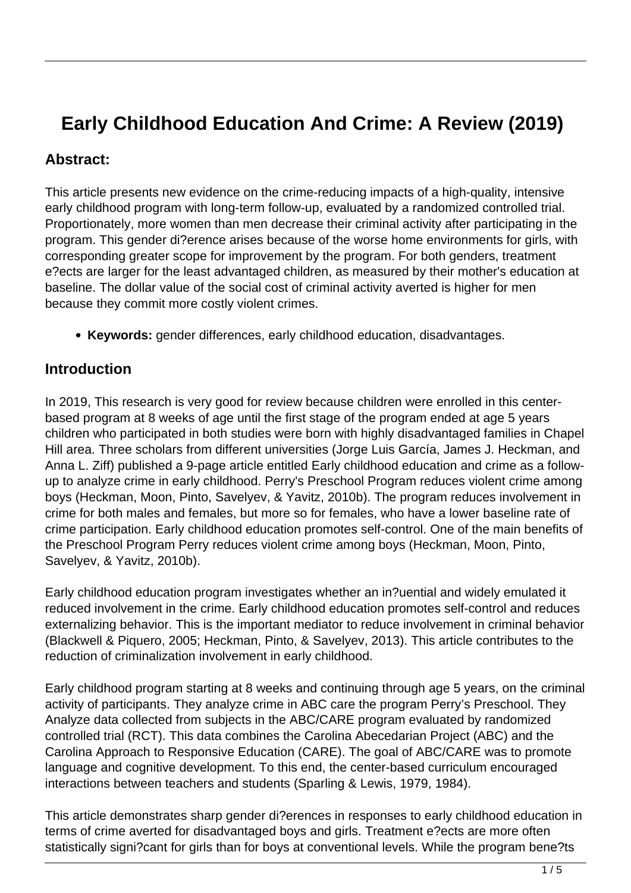# Early Childhood Education And Crime: A Review (2019)

## Abstract:

This article presents new evidence on the crime-reducing impacts of a high-quality, intensive early childhood program with long-term follow-up, evaluated by a randomized controlled trial. Proportionately, more women than men decrease their criminal activity after participating in the program. This gender di?erence arises because of the worse home environments for girls, with corresponding greater scope for improvement by the program. For both genders, treatment e?ects are larger for the least advantaged children, as measured by their mother's education at baseline. The dollar value of the social cost of criminal activity averted is higher for men because they commit more costly violent crimes.

- **Keywords:** gender differences, early childhood education, disadvantages.

## Introduction

In 2019, This research is very good for review because children were enrolled in this center-based program at 8 weeks of age until the first stage of the program ended at age 5 years children who participated in both studies were born with highly disadvantaged families in Chapel Hill area. Three scholars from different universities (Jorge Luis García, James J. Heckman, and Anna L. Ziff) published a 9-page article entitled Early childhood education and crime as a follow-up to analyze crime in early childhood. Perry's Preschool Program reduces violent crime among boys (Heckman, Moon, Pinto, Savelyev, & Yavitz, 2010b). The program reduces involvement in crime for both males and females, but more so for females, who have a lower baseline rate of crime participation. Early childhood education promotes self-control. One of the main benefits of the Preschool Program Perry reduces violent crime among boys (Heckman, Moon, Pinto, Savelyev, & Yavitz, 2010b).

Early childhood education program investigates whether an in?uential and widely emulated it reduced involvement in the crime. Early childhood education promotes self-control and reduces externalizing behavior. This is the important mediator to reduce involvement in criminal behavior (Blackwell & Piquero, 2005; Heckman, Pinto, & Savelyev, 2013). This article contributes to the reduction of criminalization involvement in early childhood.

Early childhood program starting at 8 weeks and continuing through age 5 years, on the criminal activity of participants. They analyze crime in ABC care the program Perry's Preschool. They Analyze data collected from subjects in the ABC/CARE program evaluated by randomized controlled trial (RCT). This data combines the Carolina Abecedarian Project (ABC) and the Carolina Approach to Responsive Education (CARE). The goal of ABC/CARE was to promote language and cognitive development. To this end, the center-based curriculum encouraged interactions between teachers and students (Sparling & Lewis, 1979, 1984).

This article demonstrates sharp gender di?erences in responses to early childhood education in terms of crime averted for disadvantaged boys and girls. Treatment e?ects are more often statistically signi?cant for girls than for boys at conventional levels. While the program bene?ts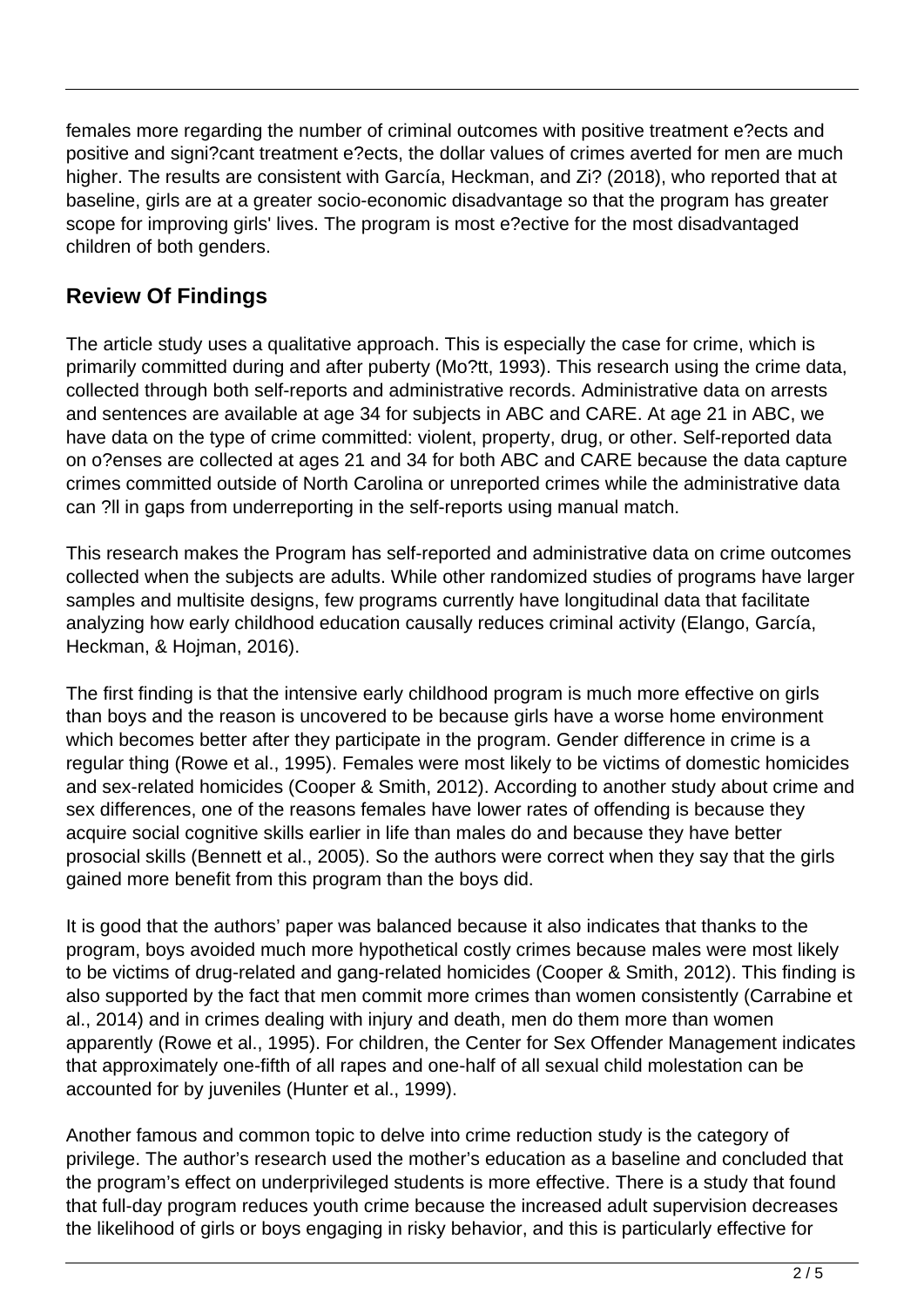females more regarding the number of criminal outcomes with positive treatment e?ects and positive and signi?cant treatment e?ects, the dollar values of crimes averted for men are much higher. The results are consistent with García, Heckman, and Zi? (2018), who reported that at baseline, girls are at a greater socio-economic disadvantage so that the program has greater scope for improving girls' lives. The program is most e?ective for the most disadvantaged children of both genders.

## Review Of Findings

The article study uses a qualitative approach. This is especially the case for crime, which is primarily committed during and after puberty (Mo?tt, 1993). This research using the crime data, collected through both self-reports and administrative records. Administrative data on arrests and sentences are available at age 34 for subjects in ABC and CARE. At age 21 in ABC, we have data on the type of crime committed: violent, property, drug, or other. Self-reported data on o?enses are collected at ages 21 and 34 for both ABC and CARE because the data capture crimes committed outside of North Carolina or unreported crimes while the administrative data can ?ll in gaps from underreporting in the self-reports using manual match.

This research makes the Program has self-reported and administrative data on crime outcomes collected when the subjects are adults. While other randomized studies of programs have larger samples and multisite designs, few programs currently have longitudinal data that facilitate analyzing how early childhood education causally reduces criminal activity (Elango, García, Heckman, & Hojman, 2016).

The first finding is that the intensive early childhood program is much more effective on girls than boys and the reason is uncovered to be because girls have a worse home environment which becomes better after they participate in the program. Gender difference in crime is a regular thing (Rowe et al., 1995). Females were most likely to be victims of domestic homicides and sex-related homicides (Cooper & Smith, 2012). According to another study about crime and sex differences, one of the reasons females have lower rates of offending is because they acquire social cognitive skills earlier in life than males do and because they have better prosocial skills (Bennett et al., 2005). So the authors were correct when they say that the girls gained more benefit from this program than the boys did.

It is good that the authors' paper was balanced because it also indicates that thanks to the program, boys avoided much more hypothetical costly crimes because males were most likely to be victims of drug-related and gang-related homicides (Cooper & Smith, 2012). This finding is also supported by the fact that men commit more crimes than women consistently (Carrabine et al., 2014) and in crimes dealing with injury and death, men do them more than women apparently (Rowe et al., 1995). For children, the Center for Sex Offender Management indicates that approximately one-fifth of all rapes and one-half of all sexual child molestation can be accounted for by juveniles (Hunter et al., 1999).

Another famous and common topic to delve into crime reduction study is the category of privilege. The author's research used the mother's education as a baseline and concluded that the program's effect on underprivileged students is more effective. There is a study that found that full-day program reduces youth crime because the increased adult supervision decreases the likelihood of girls or boys engaging in risky behavior, and this is particularly effective for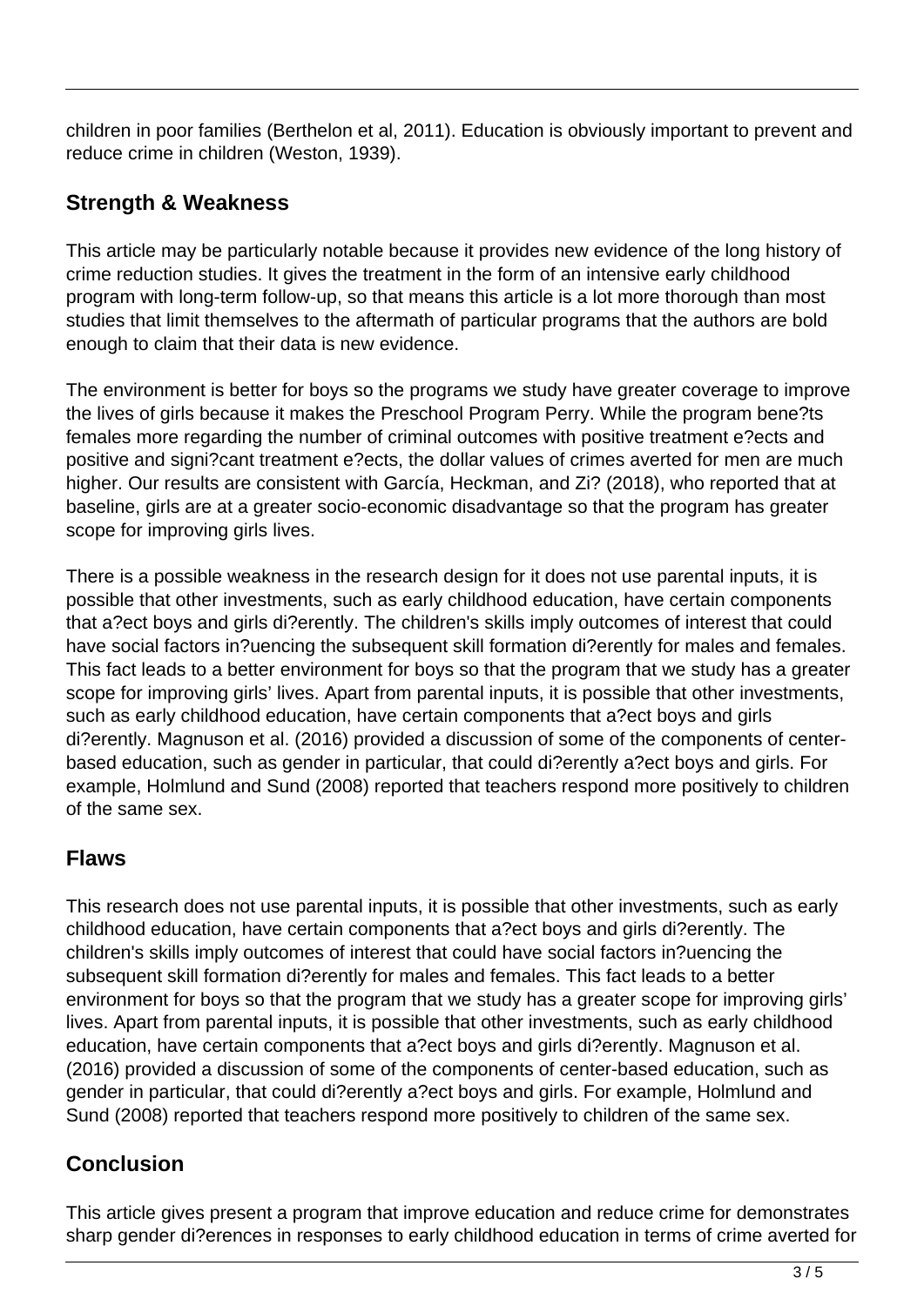children in poor families (Berthelon et al, 2011). Education is obviously important to prevent and reduce crime in children (Weston, 1939).

## Strength & Weakness

This article may be particularly notable because it provides new evidence of the long history of crime reduction studies. It gives the treatment in the form of an intensive early childhood program with long-term follow-up, so that means this article is a lot more thorough than most studies that limit themselves to the aftermath of particular programs that the authors are bold enough to claim that their data is new evidence.

The environment is better for boys so the programs we study have greater coverage to improve the lives of girls because it makes the Preschool Program Perry. While the program bene?ts females more regarding the number of criminal outcomes with positive treatment e?ects and positive and signi?cant treatment e?ects, the dollar values of crimes averted for men are much higher. Our results are consistent with García, Heckman, and Zi? (2018), who reported that at baseline, girls are at a greater socio-economic disadvantage so that the program has greater scope for improving girls lives.

There is a possible weakness in the research design for it does not use parental inputs, it is possible that other investments, such as early childhood education, have certain components that a?ect boys and girls di?erently. The children's skills imply outcomes of interest that could have social factors in?uencing the subsequent skill formation di?erently for males and females. This fact leads to a better environment for boys so that the program that we study has a greater scope for improving girls' lives. Apart from parental inputs, it is possible that other investments, such as early childhood education, have certain components that a?ect boys and girls di?erently. Magnuson et al. (2016) provided a discussion of some of the components of center-based education, such as gender in particular, that could di?erently a?ect boys and girls. For example, Holmlund and Sund (2008) reported that teachers respond more positively to children of the same sex.

## Flaws

This research does not use parental inputs, it is possible that other investments, such as early childhood education, have certain components that a?ect boys and girls di?erently. The children's skills imply outcomes of interest that could have social factors in?uencing the subsequent skill formation di?erently for males and females. This fact leads to a better environment for boys so that the program that we study has a greater scope for improving girls' lives. Apart from parental inputs, it is possible that other investments, such as early childhood education, have certain components that a?ect boys and girls di?erently. Magnuson et al. (2016) provided a discussion of some of the components of center-based education, such as gender in particular, that could di?erently a?ect boys and girls. For example, Holmlund and Sund (2008) reported that teachers respond more positively to children of the same sex.

## Conclusion

This article gives present a program that improve education and reduce crime for demonstrates sharp gender di?erences in responses to early childhood education in terms of crime averted for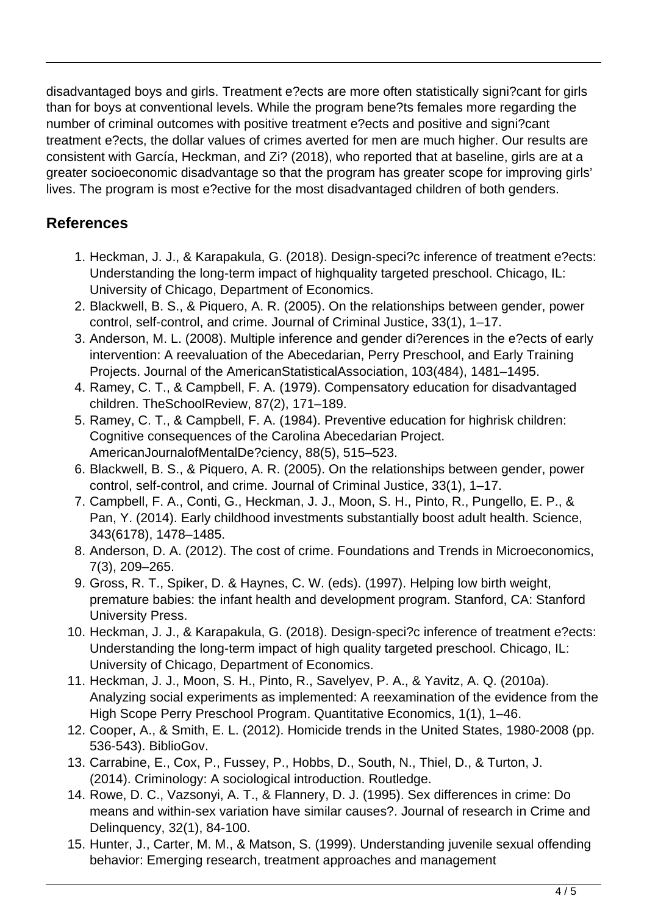disadvantaged boys and girls. Treatment e?ects are more often statistically signi?cant for girls than for boys at conventional levels. While the program bene?ts females more regarding the number of criminal outcomes with positive treatment e?ects and positive and signi?cant treatment e?ects, the dollar values of crimes averted for men are much higher. Our results are consistent with García, Heckman, and Zi? (2018), who reported that at baseline, girls are at a greater socioeconomic disadvantage so that the program has greater scope for improving girls' lives. The program is most e?ective for the most disadvantaged children of both genders.

## References

1. Heckman, J. J., & Karapakula, G. (2018). Design-speci?c inference of treatment e?ects: Understanding the long-term impact of highquality targeted preschool. Chicago, IL: University of Chicago, Department of Economics.
2. Blackwell, B. S., & Piquero, A. R. (2005). On the relationships between gender, power control, self-control, and crime. Journal of Criminal Justice, 33(1), 1–17.
3. Anderson, M. L. (2008). Multiple inference and gender di?erences in the e?ects of early intervention: A reevaluation of the Abecedarian, Perry Preschool, and Early Training Projects. Journal of the AmericanStatisticalAssociation, 103(484), 1481–1495.
4. Ramey, C. T., & Campbell, F. A. (1979). Compensatory education for disadvantaged children. TheSchoolReview, 87(2), 171–189.
5. Ramey, C. T., & Campbell, F. A. (1984). Preventive education for highrisk children: Cognitive consequences of the Carolina Abecedarian Project. AmericanJournalofMentalDe?ciency, 88(5), 515–523.
6. Blackwell, B. S., & Piquero, A. R. (2005). On the relationships between gender, power control, self-control, and crime. Journal of Criminal Justice, 33(1), 1–17.
7. Campbell, F. A., Conti, G., Heckman, J. J., Moon, S. H., Pinto, R., Pungello, E. P., & Pan, Y. (2014). Early childhood investments substantially boost adult health. Science, 343(6178), 1478–1485.
8. Anderson, D. A. (2012). The cost of crime. Foundations and Trends in Microeconomics, 7(3), 209–265.
9. Gross, R. T., Spiker, D. & Haynes, C. W. (eds). (1997). Helping low birth weight, premature babies: the infant health and development program. Stanford, CA: Stanford University Press.
10. Heckman, J. J., & Karapakula, G. (2018). Design-speci?c inference of treatment e?ects: Understanding the long-term impact of high quality targeted preschool. Chicago, IL: University of Chicago, Department of Economics.
11. Heckman, J. J., Moon, S. H., Pinto, R., Savelyev, P. A., & Yavitz, A. Q. (2010a). Analyzing social experiments as implemented: A reexamination of the evidence from the High Scope Perry Preschool Program. Quantitative Economics, 1(1), 1–46.
12. Cooper, A., & Smith, E. L. (2012). Homicide trends in the United States, 1980-2008 (pp. 536-543). BiblioGov.
13. Carrabine, E., Cox, P., Fussey, P., Hobbs, D., South, N., Thiel, D., & Turton, J. (2014). Criminology: A sociological introduction. Routledge.
14. Rowe, D. C., Vazsonyi, A. T., & Flannery, D. J. (1995). Sex differences in crime: Do means and within-sex variation have similar causes?. Journal of research in Crime and Delinquency, 32(1), 84-100.
15. Hunter, J., Carter, M. M., & Matson, S. (1999). Understanding juvenile sexual offending behavior: Emerging research, treatment approaches and management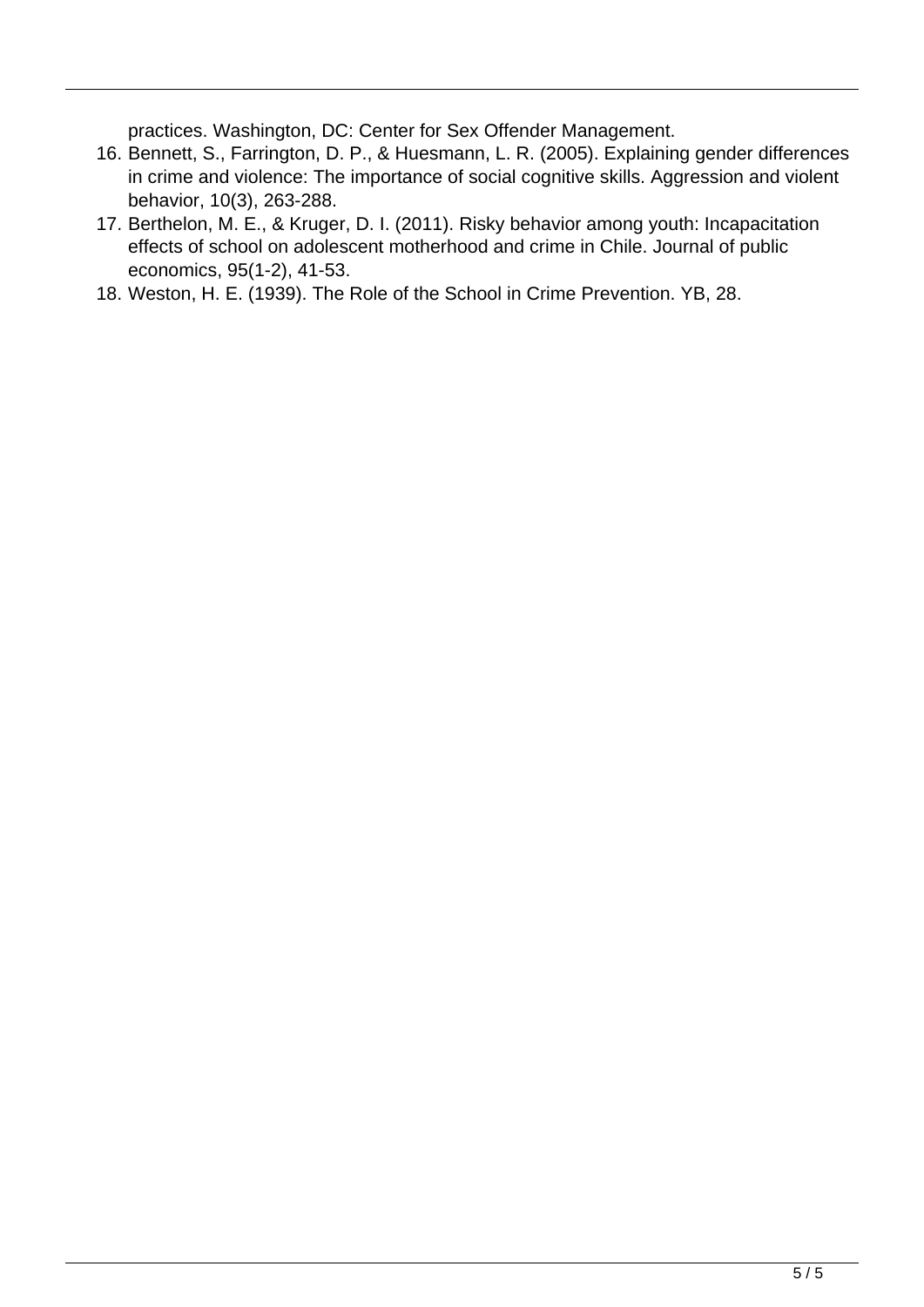practices. Washington, DC: Center for Sex Offender Management.

16. Bennett, S., Farrington, D. P., & Huesmann, L. R. (2005). Explaining gender differences in crime and violence: The importance of social cognitive skills. Aggression and violent behavior, 10(3), 263-288.
17. Berthelon, M. E., & Kruger, D. I. (2011). Risky behavior among youth: Incapacitation effects of school on adolescent motherhood and crime in Chile. Journal of public economics, 95(1-2), 41-53.
18. Weston, H. E. (1939). The Role of the School in Crime Prevention. YB, 28.